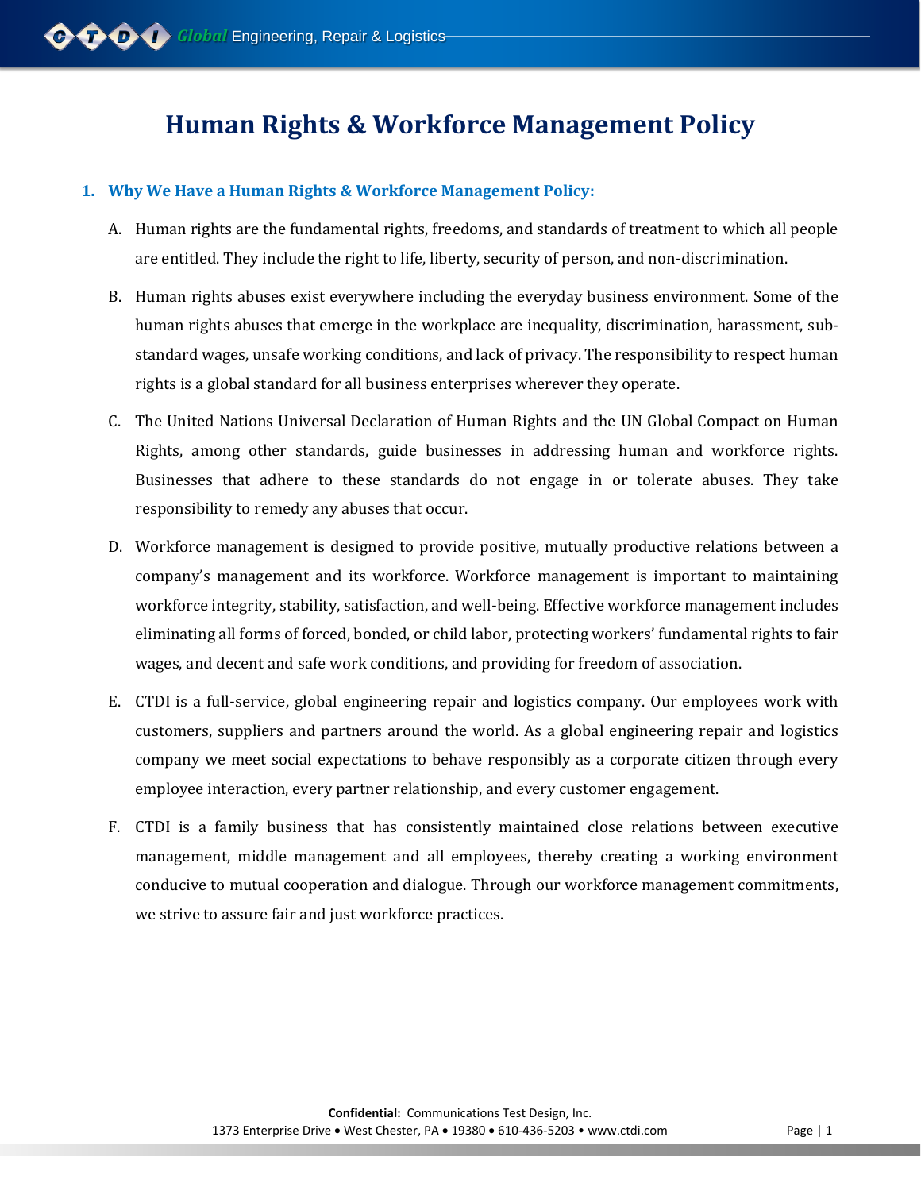# Human Rights & Workforce Management Policy

## 1. Why We Have a Human Rights & Workforce Management Policy:

A. Human rights are the fundamental rights, freedoms, and standards of treatment to which all people are entitled. They include the right to life, liberty, security of person, and non-discrimination.

B. Human rights abuses exist everywhere including the everyday business environment. Some of the human rights abuses that emerge in the workplace are inequality, discrimination, harassment, sub-standard wages, unsafe working conditions, and lack of privacy. The responsibility to respect human rights is a global standard for all business enterprises wherever they operate.

C. The United Nations Universal Declaration of Human Rights and the UN Global Compact on Human Rights, among other standards, guide businesses in addressing human and workforce rights. Businesses that adhere to these standards do not engage in or tolerate abuses. They take responsibility to remedy any abuses that occur.

D. Workforce management is designed to provide positive, mutually productive relations between a company's management and its workforce. Workforce management is important to maintaining workforce integrity, stability, satisfaction, and well-being. Effective workforce management includes eliminating all forms of forced, bonded, or child labor, protecting workers' fundamental rights to fair wages, and decent and safe work conditions, and providing for freedom of association.

E. CTDI is a full-service, global engineering repair and logistics company. Our employees work with customers, suppliers and partners around the world. As a global engineering repair and logistics company we meet social expectations to behave responsibly as a corporate citizen through every employee interaction, every partner relationship, and every customer engagement.

F. CTDI is a family business that has consistently maintained close relations between executive management, middle management and all employees, thereby creating a working environment conducive to mutual cooperation and dialogue. Through our workforce management commitments, we strive to assure fair and just workforce practices.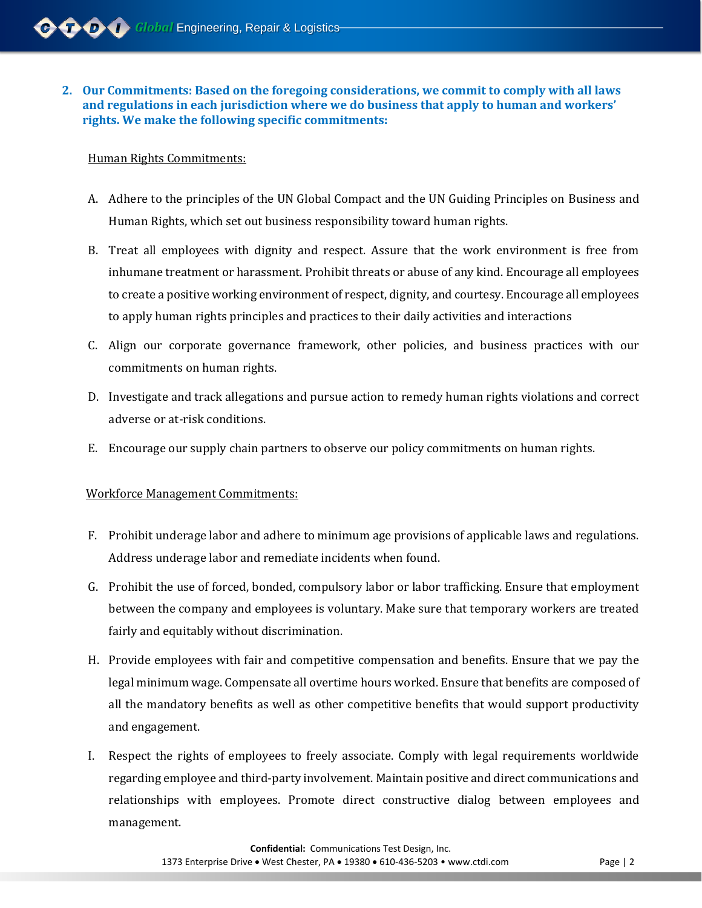2. **Our Commitments: Based on the foregoing considerations, we commit to comply with all laws and regulations in each jurisdiction where we do business that apply to human and workers' rights. We make the following specific commitments:**

Human Rights Commitments:

A. Adhere to the principles of the UN Global Compact and the UN Guiding Principles on Business and Human Rights, which set out business responsibility toward human rights.

B. Treat all employees with dignity and respect. Assure that the work environment is free from inhumane treatment or harassment. Prohibit threats or abuse of any kind. Encourage all employees to create a positive working environment of respect, dignity, and courtesy. Encourage all employees to apply human rights principles and practices to their daily activities and interactions

C. Align our corporate governance framework, other policies, and business practices with our commitments on human rights.

D. Investigate and track allegations and pursue action to remedy human rights violations and correct adverse or at-risk conditions.

E. Encourage our supply chain partners to observe our policy commitments on human rights.

Workforce Management Commitments:

F. Prohibit underage labor and adhere to minimum age provisions of applicable laws and regulations. Address underage labor and remediate incidents when found.

G. Prohibit the use of forced, bonded, compulsory labor or labor trafficking. Ensure that employment between the company and employees is voluntary. Make sure that temporary workers are treated fairly and equitably without discrimination.

H. Provide employees with fair and competitive compensation and benefits. Ensure that we pay the legal minimum wage. Compensate all overtime hours worked. Ensure that benefits are composed of all the mandatory benefits as well as other competitive benefits that would support productivity and engagement.

I. Respect the rights of employees to freely associate. Comply with legal requirements worldwide regarding employee and third-party involvement. Maintain positive and direct communications and relationships with employees. Promote direct constructive dialog between employees and management.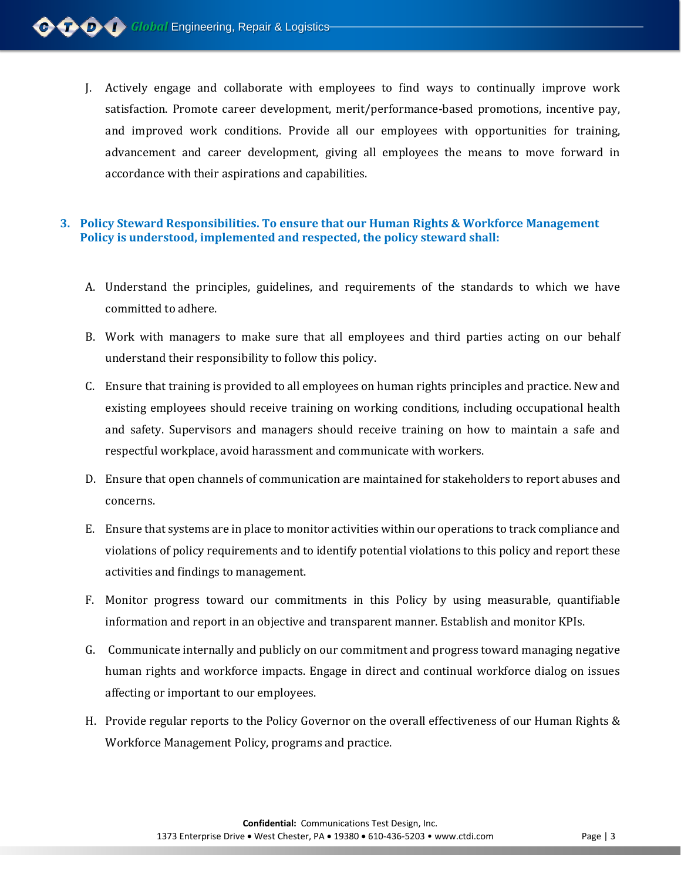J. Actively engage and collaborate with employees to find ways to continually improve work satisfaction. Promote career development, merit/performance-based promotions, incentive pay, and improved work conditions. Provide all our employees with opportunities for training, advancement and career development, giving all employees the means to move forward in accordance with their aspirations and capabilities.

### 3. Policy Steward Responsibilities. To ensure that our Human Rights & Workforce Management Policy is understood, implemented and respected, the policy steward shall:

A. Understand the principles, guidelines, and requirements of the standards to which we have committed to adhere.

B. Work with managers to make sure that all employees and third parties acting on our behalf understand their responsibility to follow this policy.

C. Ensure that training is provided to all employees on human rights principles and practice. New and existing employees should receive training on working conditions, including occupational health and safety. Supervisors and managers should receive training on how to maintain a safe and respectful workplace, avoid harassment and communicate with workers.

D. Ensure that open channels of communication are maintained for stakeholders to report abuses and concerns.

E. Ensure that systems are in place to monitor activities within our operations to track compliance and violations of policy requirements and to identify potential violations to this policy and report these activities and findings to management.

F. Monitor progress toward our commitments in this Policy by using measurable, quantifiable information and report in an objective and transparent manner. Establish and monitor KPIs.

G. Communicate internally and publicly on our commitment and progress toward managing negative human rights and workforce impacts. Engage in direct and continual workforce dialog on issues affecting or important to our employees.

H. Provide regular reports to the Policy Governor on the overall effectiveness of our Human Rights & Workforce Management Policy, programs and practice.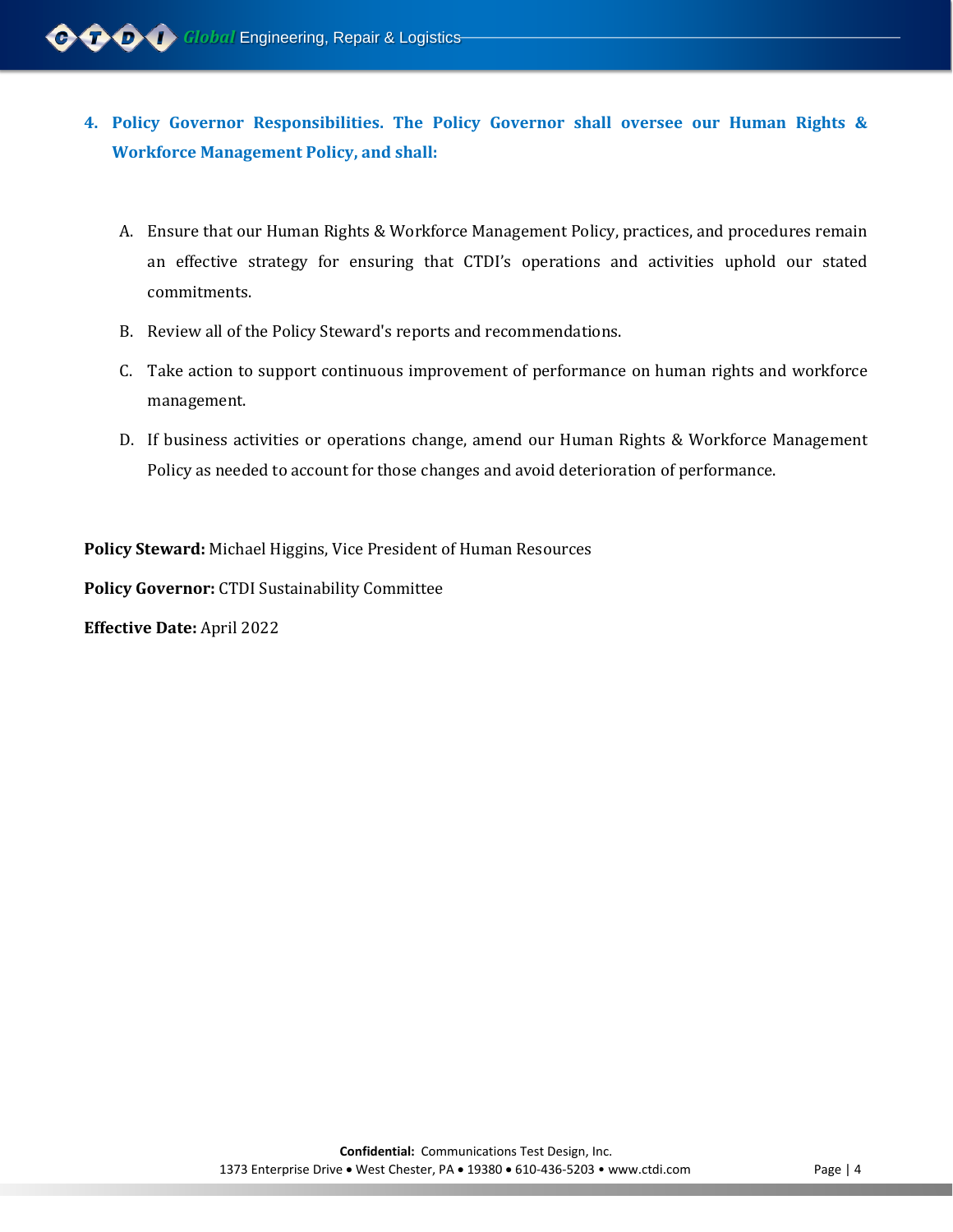4. **Policy Governor Responsibilities. The Policy Governor shall oversee our Human Rights & Workforce Management Policy, and shall:**

   A. Ensure that our Human Rights & Workforce Management Policy, practices, and procedures remain an effective strategy for ensuring that CTDI's operations and activities uphold our stated commitments.

   B. Review all of the Policy Steward's reports and recommendations.

   C. Take action to support continuous improvement of performance on human rights and workforce management.

   D. If business activities or operations change, amend our Human Rights & Workforce Management Policy as needed to account for those changes and avoid deterioration of performance.

**Policy Steward:** Michael Higgins, Vice President of Human Resources

**Policy Governor:** CTDI Sustainability Committee

**Effective Date:** April 2022